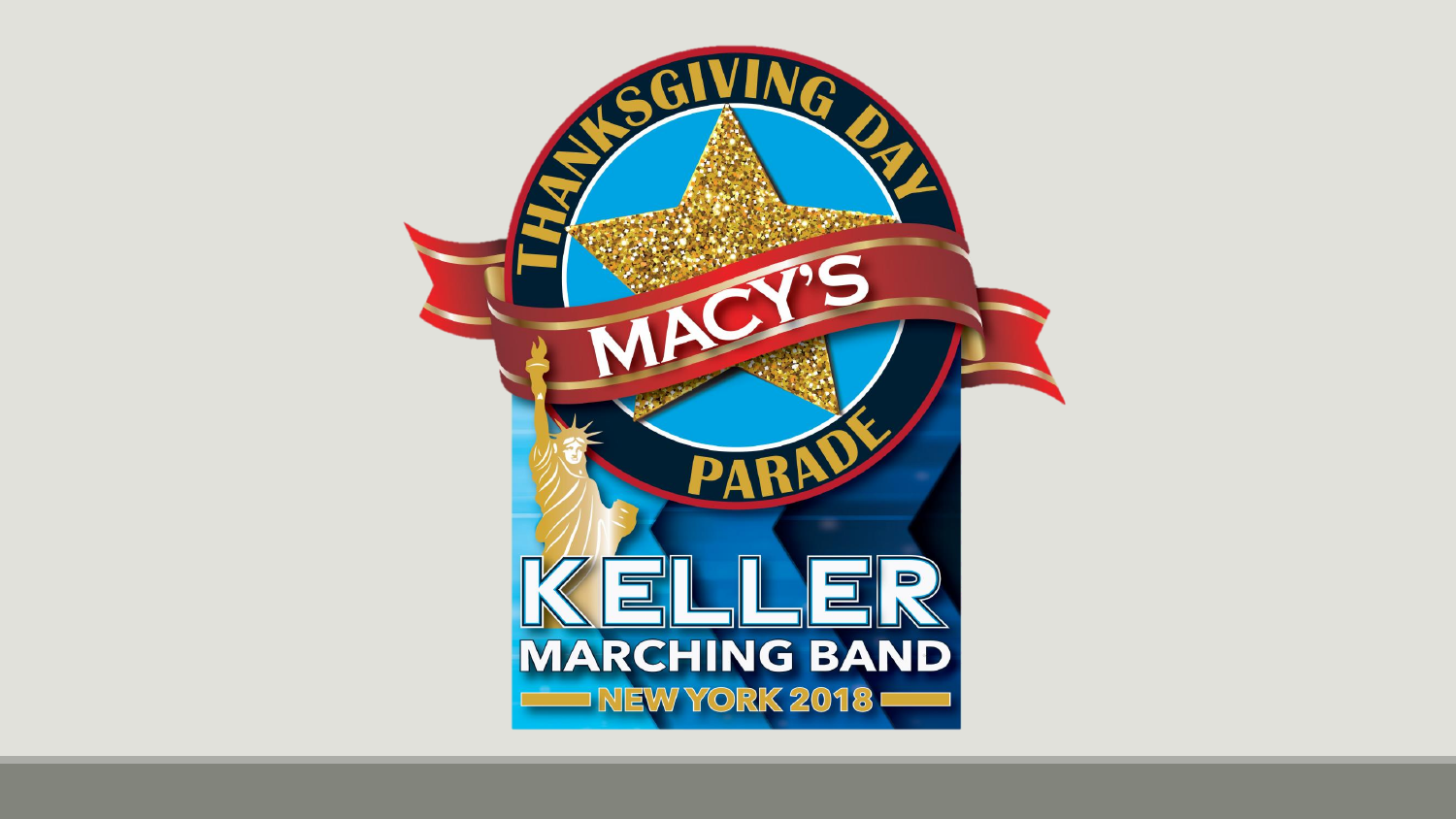THANKSGIVING DAY

MACY'S

PARADE

# KELLER

## MARCHING BAND

NEW YORK 2018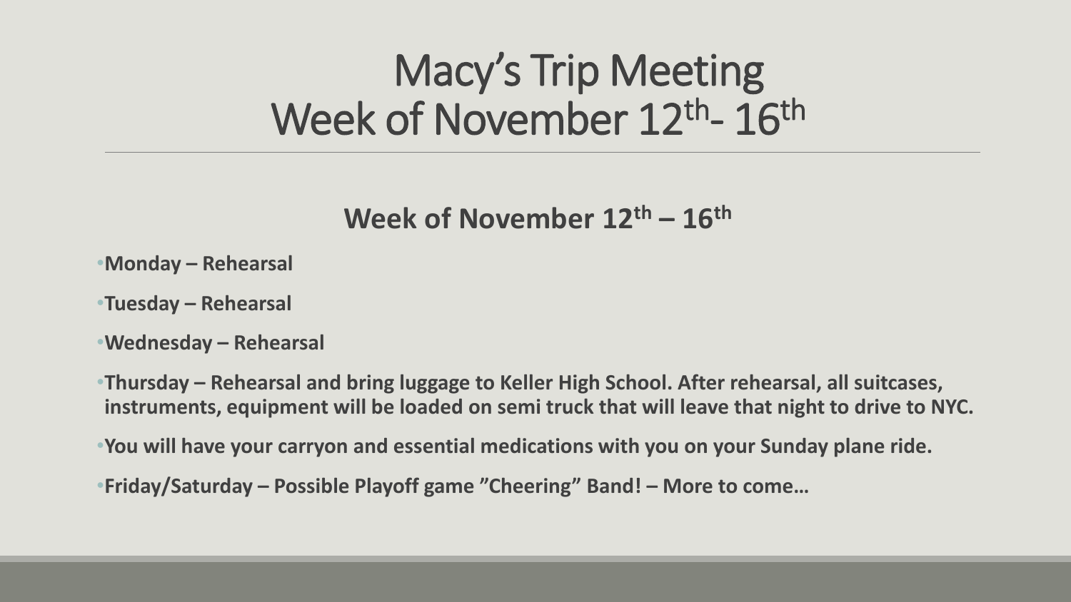# Macy's Trip Meeting Week of November 12th- 16th

**Week of November 12th – 16th**

- **Monday – Rehearsal**
- **Tuesday – Rehearsal**
- **Wednesday – Rehearsal**
- **Thursday – Rehearsal and bring luggage to Keller High School. After rehearsal, all suitcases, instruments, equipment will be loaded on semi truck that will leave that night to drive to NYC.**
- **You will have your carryon and essential medications with you on your Sunday plane ride.**
- **Friday/Saturday – Possible Playoff game "Cheering" Band! – More to come…**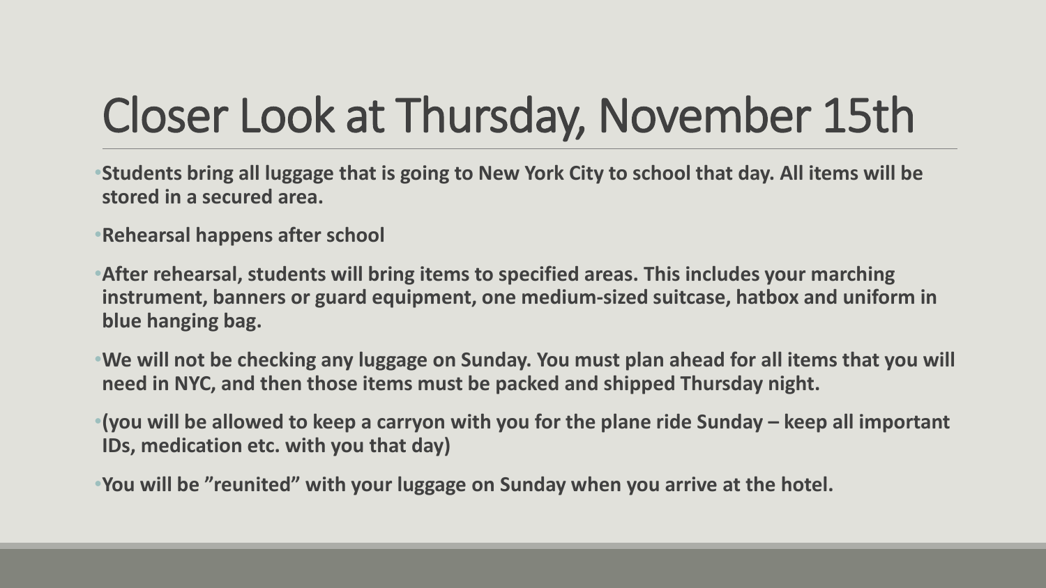# Closer Look at Thursday, November 15th

- **Students bring all luggage that is going to New York City to school that day. All items will be stored in a secured area.**
- **Rehearsal happens after school**
- **After rehearsal, students will bring items to specified areas. This includes your marching instrument, banners or guard equipment, one medium-sized suitcase, hatbox and uniform in blue hanging bag.**
- **We will not be checking any luggage on Sunday. You must plan ahead for all items that you will need in NYC, and then those items must be packed and shipped Thursday night.**
- **(you will be allowed to keep a carryon with you for the plane ride Sunday – keep all important IDs, medication etc. with you that day)**
- **You will be ”reunited” with your luggage on Sunday when you arrive at the hotel.**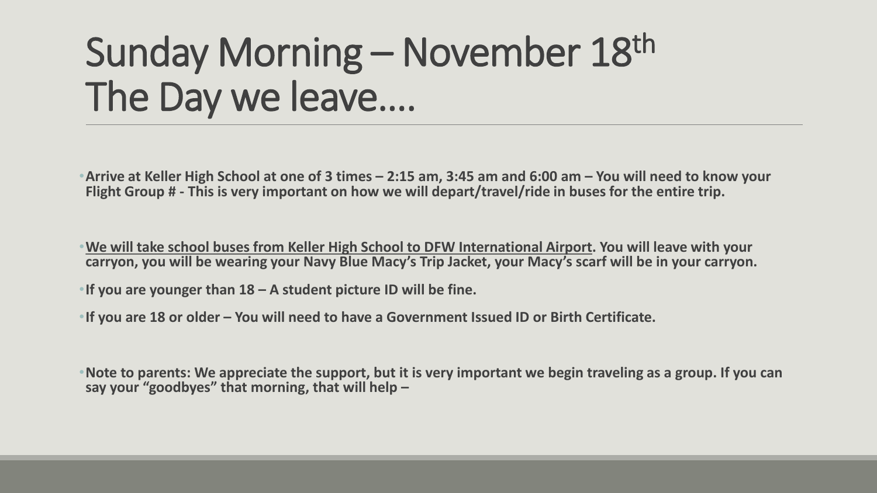# Sunday Morning – November 18th The Day we leave….

- **Arrive at Keller High School at one of 3 times – 2:15 am, 3:45 am and 6:00 am – You will need to know your Flight Group # - This is very important on how we will depart/travel/ride in buses for the entire trip.**

- **<u>We will take school buses from Keller High School to DFW International Airport</u>. You will leave with your carryon, you will be wearing your Navy Blue Macy's Trip Jacket, your Macy's scarf will be in your carryon.**
- **If you are younger than 18 – A student picture ID will be fine.**
- **If you are 18 or older – You will need to have a Government Issued ID or Birth Certificate.**

- **Note to parents: We appreciate the support, but it is very important we begin traveling as a group. If you can say your "goodbyes" that morning, that will help –**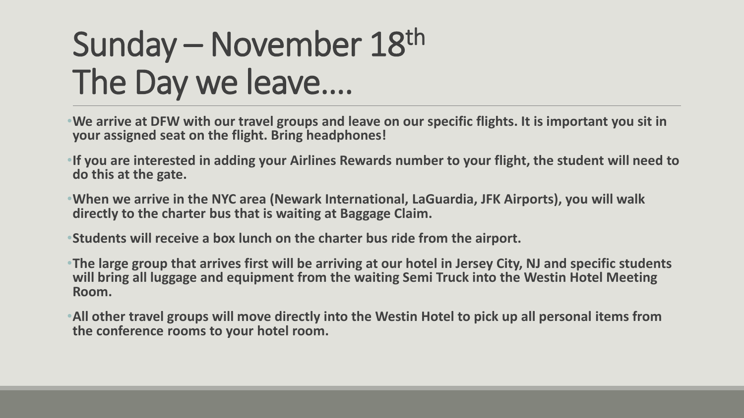# Sunday – November 18th
# The Day we leave….

- **We arrive at DFW with our travel groups and leave on our specific flights. It is important you sit in your assigned seat on the flight. Bring headphones!**
- **If you are interested in adding your Airlines Rewards number to your flight, the student will need to do this at the gate.**
- **When we arrive in the NYC area (Newark International, LaGuardia, JFK Airports), you will walk directly to the charter bus that is waiting at Baggage Claim.**
- **Students will receive a box lunch on the charter bus ride from the airport.**
- **The large group that arrives first will be arriving at our hotel in Jersey City, NJ and specific students will bring all luggage and equipment from the waiting Semi Truck into the Westin Hotel Meeting Room.**
- **All other travel groups will move directly into the Westin Hotel to pick up all personal items from the conference rooms to your hotel room.**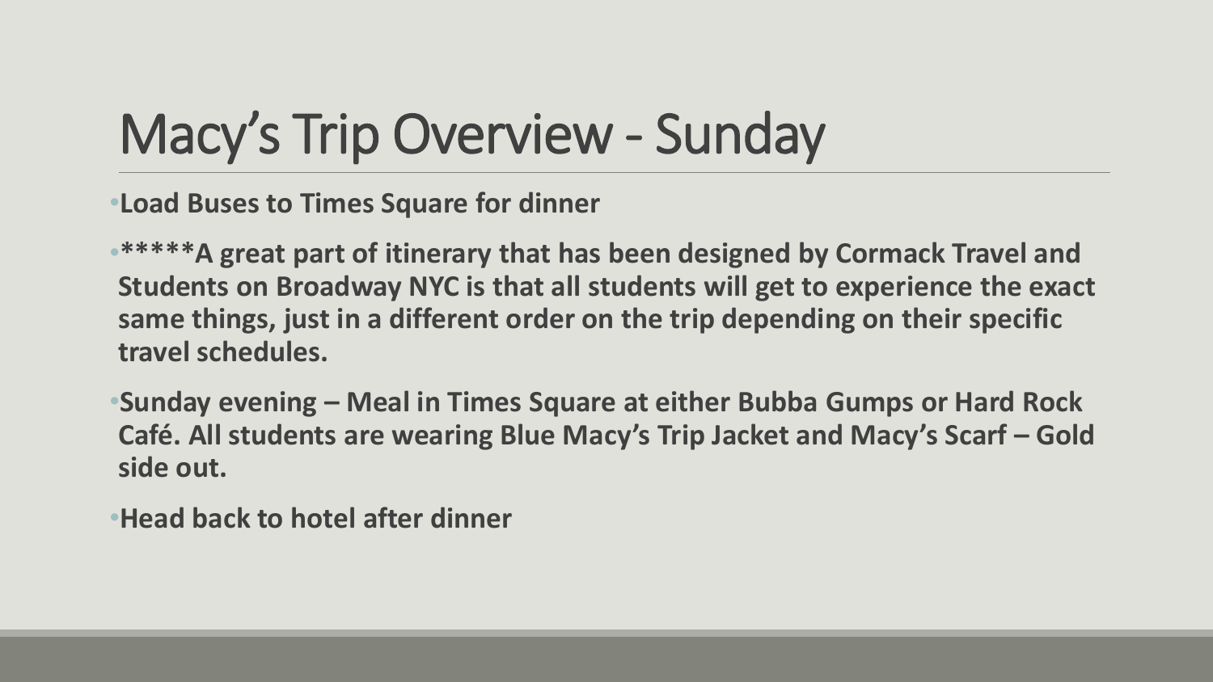# Macy's Trip Overview - Sunday

- **Load Buses to Times Square for dinner**
- **\*\*\*\*\*A great part of itinerary that has been designed by Cormack Travel and Students on Broadway NYC is that all students will get to experience the exact same things, just in a different order on the trip depending on their specific travel schedules.**
- **Sunday evening – Meal in Times Square at either Bubba Gumps or Hard Rock Café. All students are wearing Blue Macy's Trip Jacket and Macy's Scarf – Gold side out.**
- **Head back to hotel after dinner**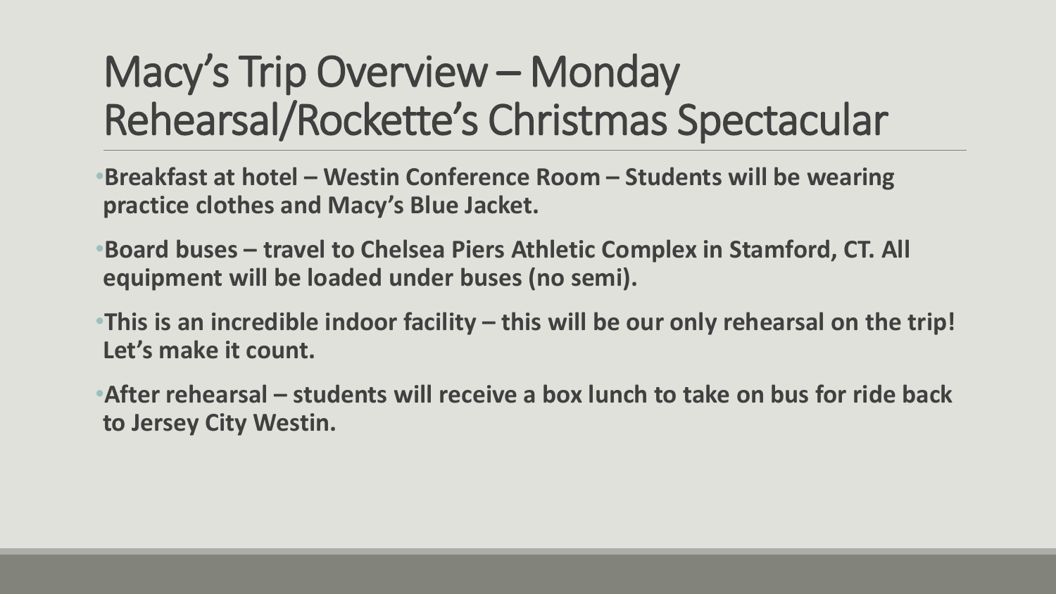# Macy's Trip Overview – Monday Rehearsal/Rockette's Christmas Spectacular

- **Breakfast at hotel – Westin Conference Room – Students will be wearing practice clothes and Macy's Blue Jacket.**
- **Board buses – travel to Chelsea Piers Athletic Complex in Stamford, CT. All equipment will be loaded under buses (no semi).**
- **This is an incredible indoor facility – this will be our only rehearsal on the trip! Let's make it count.**
- **After rehearsal – students will receive a box lunch to take on bus for ride back to Jersey City Westin.**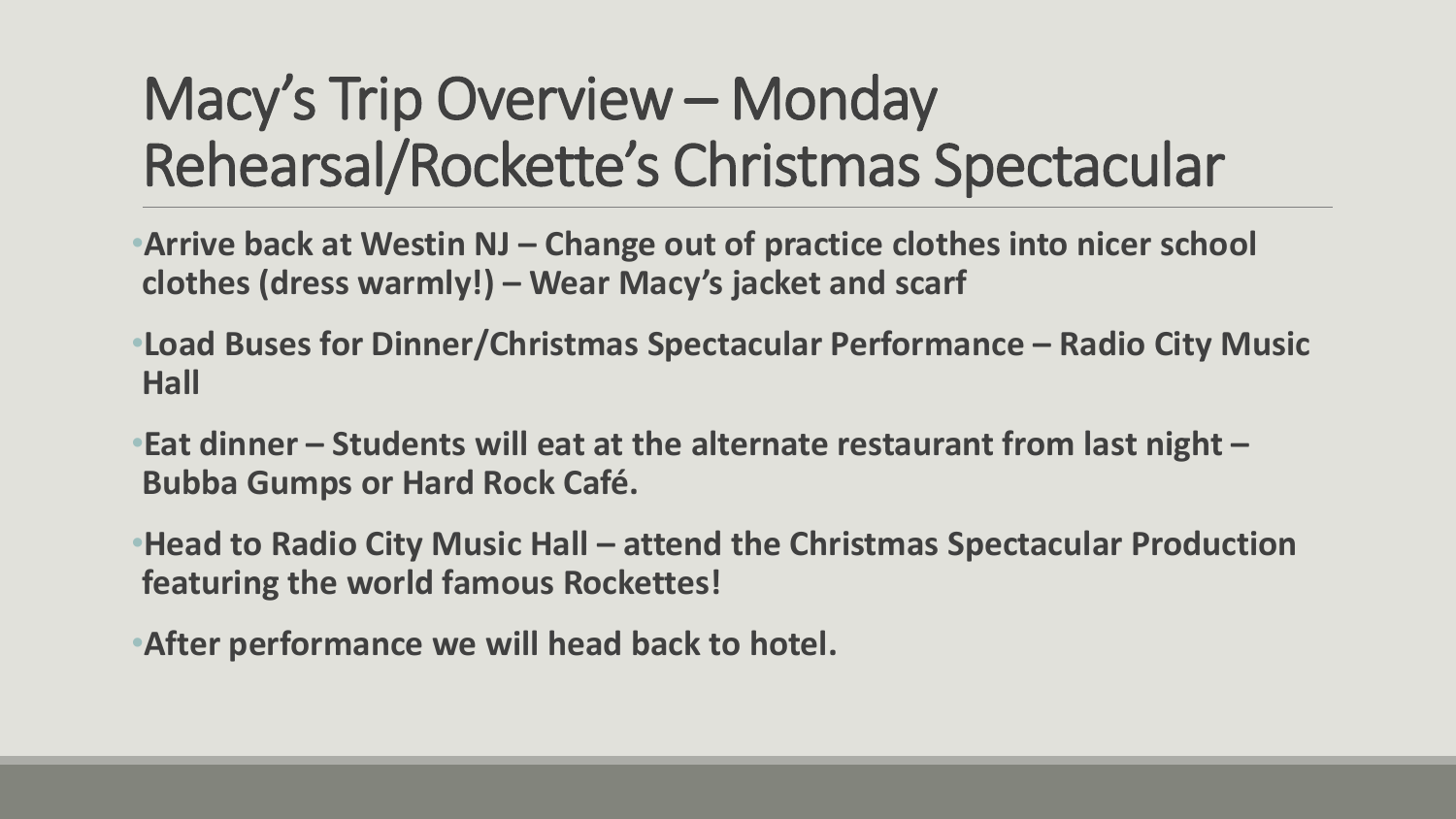# Macy's Trip Overview – Monday Rehearsal/Rockette's Christmas Spectacular

- **Arrive back at Westin NJ – Change out of practice clothes into nicer school clothes (dress warmly!) – Wear Macy's jacket and scarf**
- **Load Buses for Dinner/Christmas Spectacular Performance – Radio City Music Hall**
- **Eat dinner – Students will eat at the alternate restaurant from last night – Bubba Gumps or Hard Rock Café.**
- **Head to Radio City Music Hall – attend the Christmas Spectacular Production featuring the world famous Rockettes!**
- **After performance we will head back to hotel.**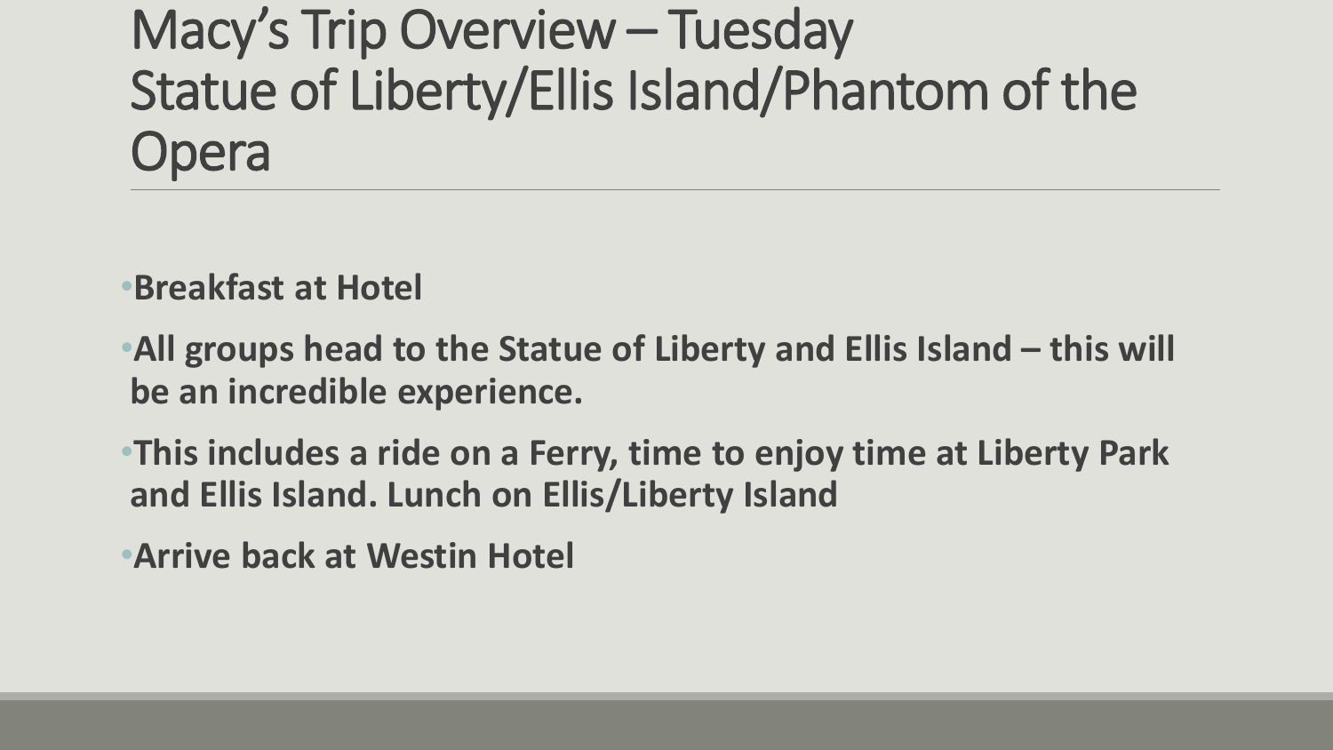# Macy's Trip Overview – Tuesday
# Statue of Liberty/Ellis Island/Phantom of the Opera

- **Breakfast at Hotel**
- **All groups head to the Statue of Liberty and Ellis Island – this will be an incredible experience.**
- **This includes a ride on a Ferry, time to enjoy time at Liberty Park and Ellis Island. Lunch on Ellis/Liberty Island**
- **Arrive back at Westin Hotel**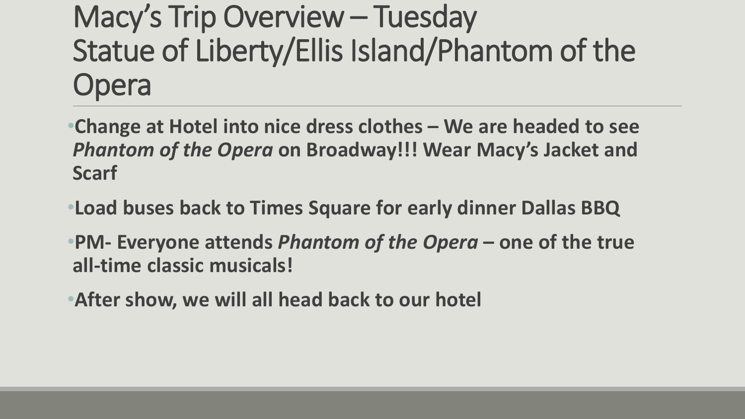# Macy's Trip Overview – Tuesday
# Statue of Liberty/Ellis Island/Phantom of the Opera

- **Change at Hotel into nice dress clothes – We are headed to see *Phantom of the Opera* on Broadway!!! Wear Macy's Jacket and Scarf**
- **Load buses back to Times Square for early dinner Dallas BBQ**
- **PM- Everyone attends *Phantom of the Opera* – one of the true all-time classic musicals!**
- **After show, we will all head back to our hotel**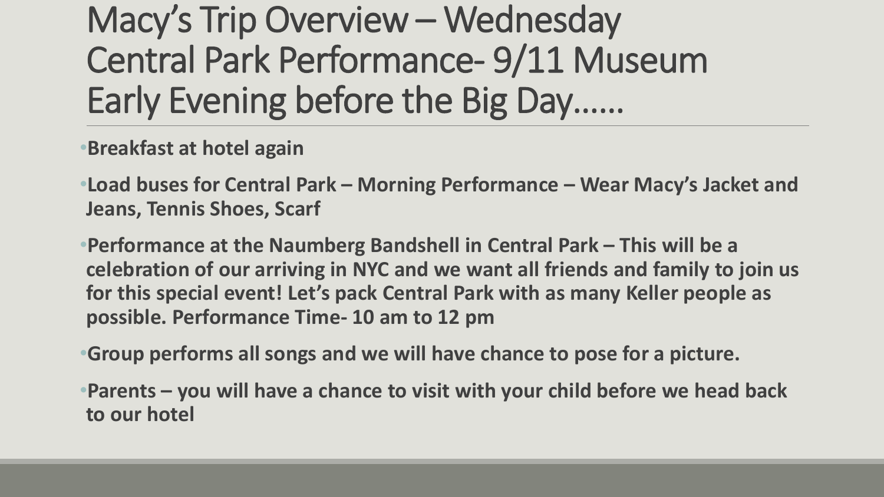# Macy's Trip Overview – Wednesday Central Park Performance- 9/11 Museum Early Evening before the Big Day……

- **Breakfast at hotel again**
- **Load buses for Central Park – Morning Performance – Wear Macy's Jacket and Jeans, Tennis Shoes, Scarf**
- **Performance at the Naumberg Bandshell in Central Park – This will be a celebration of our arriving in NYC and we want all friends and family to join us for this special event! Let's pack Central Park with as many Keller people as possible. Performance Time- 10 am to 12 pm**
- **Group performs all songs and we will have chance to pose for a picture.**
- **Parents – you will have a chance to visit with your child before we head back to our hotel**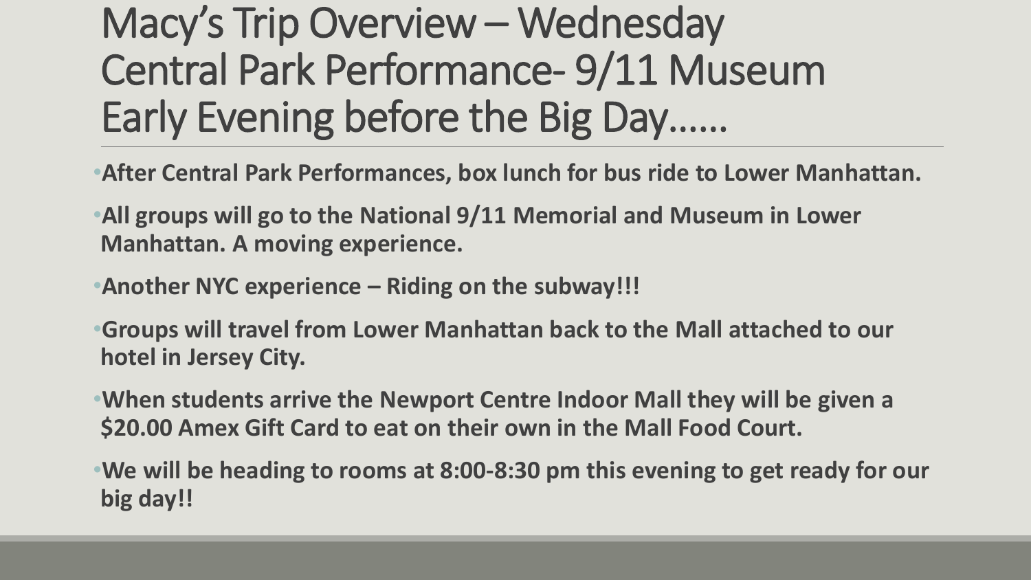# Macy's Trip Overview – Wednesday Central Park Performance- 9/11 Museum Early Evening before the Big Day……

- **After Central Park Performances, box lunch for bus ride to Lower Manhattan.**
- **All groups will go to the National 9/11 Memorial and Museum in Lower Manhattan. A moving experience.**
- **Another NYC experience – Riding on the subway!!!**
- **Groups will travel from Lower Manhattan back to the Mall attached to our hotel in Jersey City.**
- **When students arrive the Newport Centre Indoor Mall they will be given a $20.00 Amex Gift Card to eat on their own in the Mall Food Court.**
- **We will be heading to rooms at 8:00-8:30 pm this evening to get ready for our big day!!**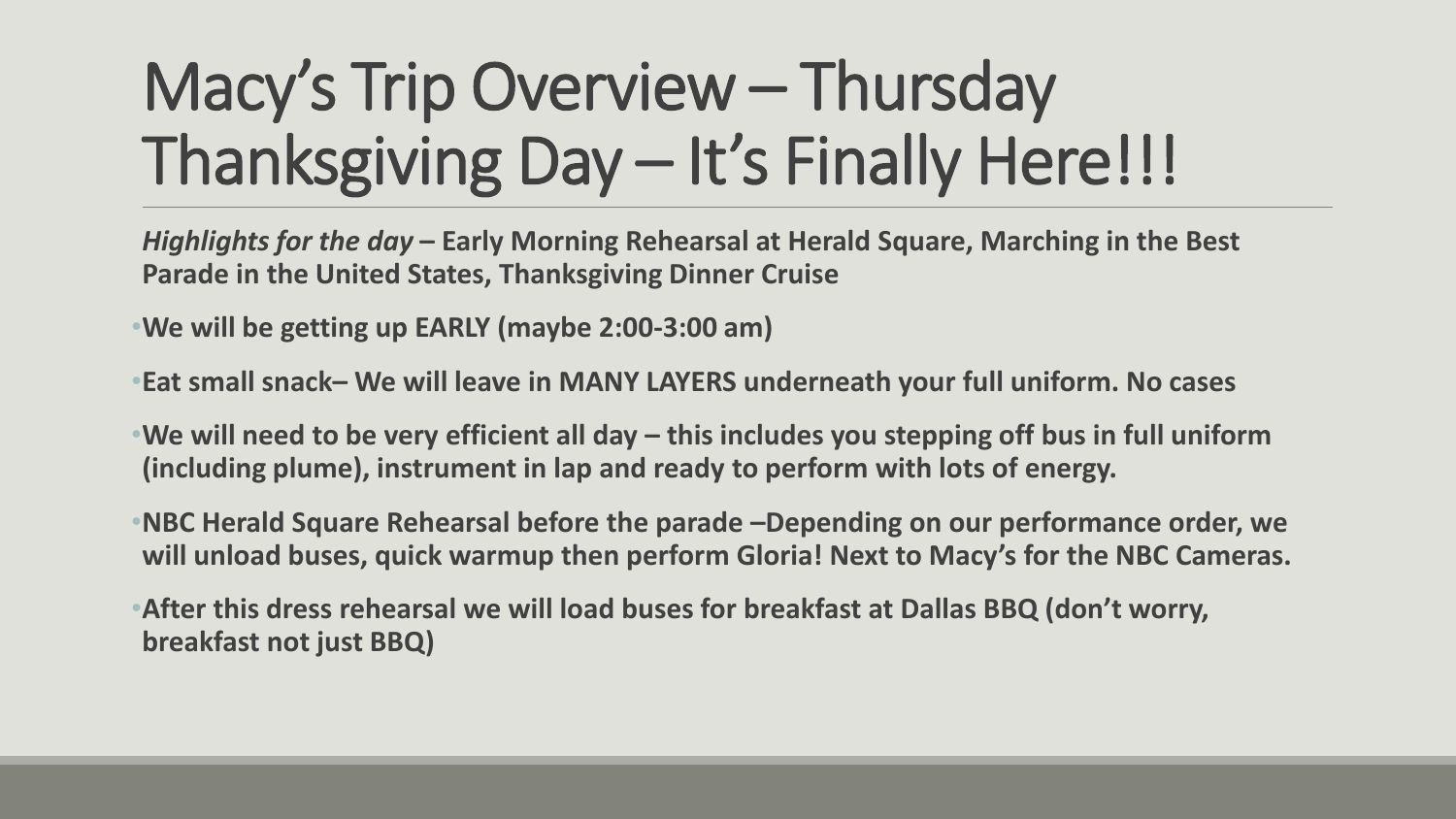# Macy's Trip Overview – Thursday Thanksgiving Day – It's Finally Here!!!

***Highlights for the day*** **– Early Morning Rehearsal at Herald Square, Marching in the Best Parade in the United States, Thanksgiving Dinner Cruise**

- **We will be getting up EARLY (maybe 2:00-3:00 am)**
- **Eat small snack– We will leave in MANY LAYERS underneath your full uniform. No cases**
- **We will need to be very efficient all day – this includes you stepping off bus in full uniform (including plume), instrument in lap and ready to perform with lots of energy.**
- **NBC Herald Square Rehearsal before the parade –Depending on our performance order, we will unload buses, quick warmup then perform Gloria! Next to Macy's for the NBC Cameras.**
- **After this dress rehearsal we will load buses for breakfast at Dallas BBQ (don't worry, breakfast not just BBQ)**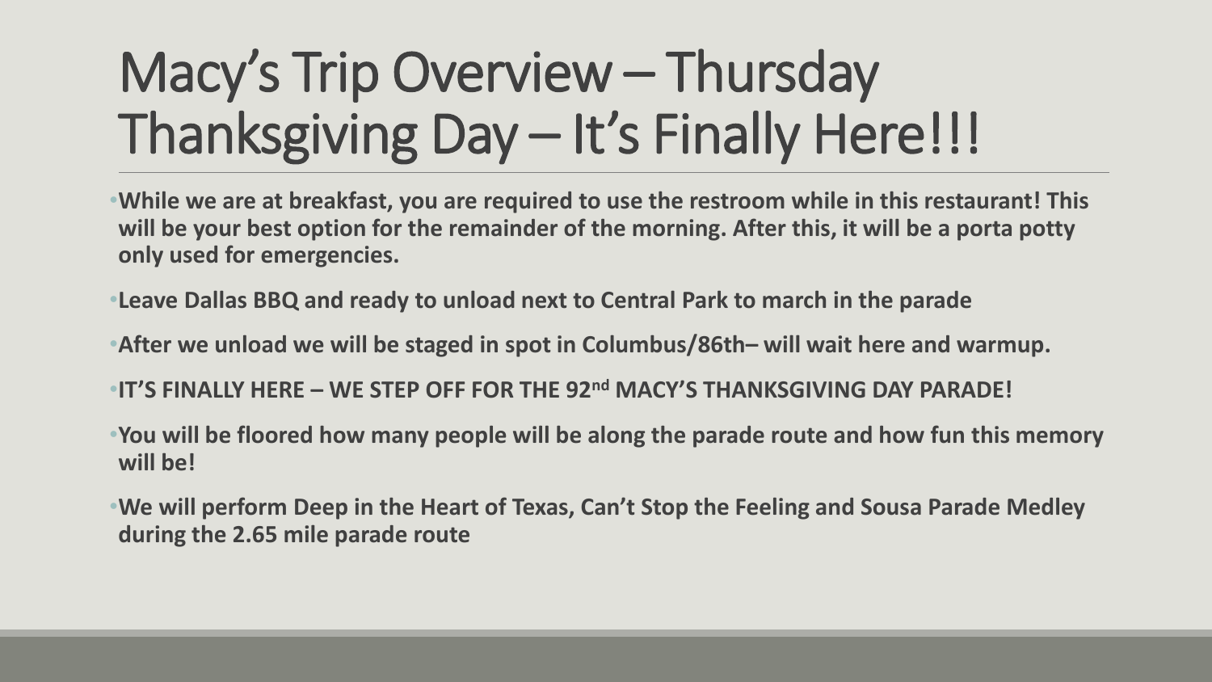# Macy's Trip Overview – Thursday Thanksgiving Day – It's Finally Here!!!

- **While we are at breakfast, you are required to use the restroom while in this restaurant! This will be your best option for the remainder of the morning. After this, it will be a porta potty only used for emergencies.**
- **Leave Dallas BBQ and ready to unload next to Central Park to march in the parade**
- **After we unload we will be staged in spot in Columbus/86th– will wait here and warmup.**
- **IT'S FINALLY HERE – WE STEP OFF FOR THE 92nd MACY'S THANKSGIVING DAY PARADE!**
- **You will be floored how many people will be along the parade route and how fun this memory will be!**
- **We will perform Deep in the Heart of Texas, Can't Stop the Feeling and Sousa Parade Medley during the 2.65 mile parade route**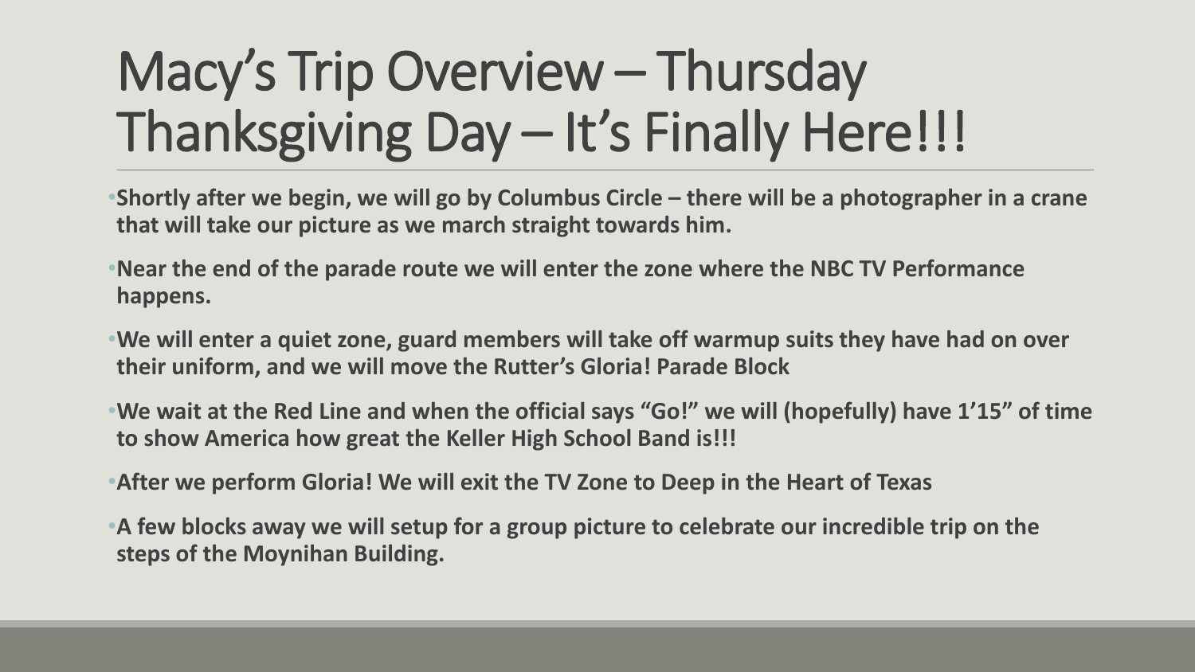# Macy's Trip Overview – Thursday Thanksgiving Day – It's Finally Here!!!

- **Shortly after we begin, we will go by Columbus Circle – there will be a photographer in a crane that will take our picture as we march straight towards him.**
- **Near the end of the parade route we will enter the zone where the NBC TV Performance happens.**
- **We will enter a quiet zone, guard members will take off warmup suits they have had on over their uniform, and we will move the Rutter's Gloria! Parade Block**
- **We wait at the Red Line and when the official says "Go!" we will (hopefully) have 1'15" of time to show America how great the Keller High School Band is!!!**
- **After we perform Gloria! We will exit the TV Zone to Deep in the Heart of Texas**
- **A few blocks away we will setup for a group picture to celebrate our incredible trip on the steps of the Moynihan Building.**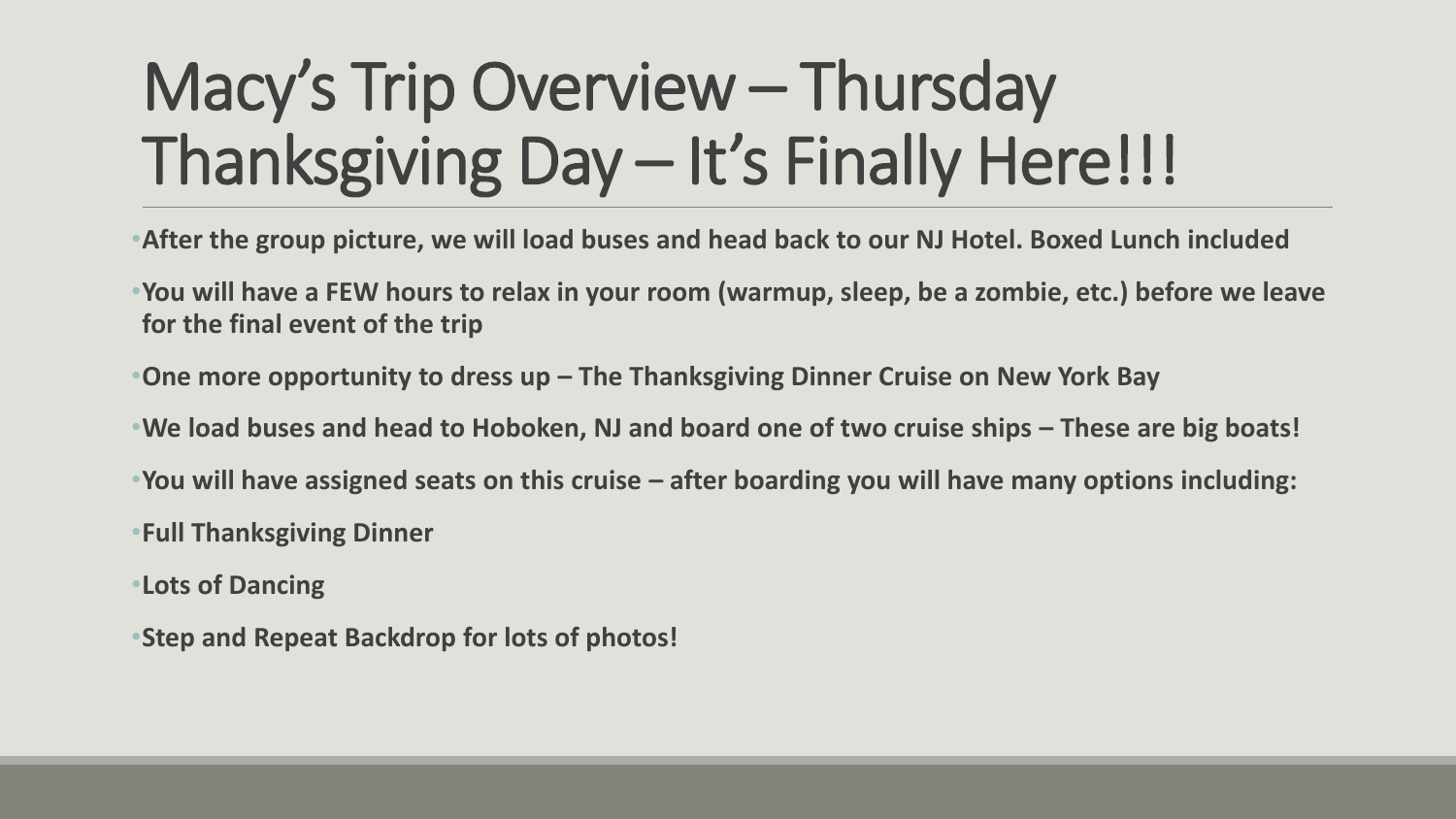# Macy's Trip Overview – Thursday Thanksgiving Day – It's Finally Here!!!

- **After the group picture, we will load buses and head back to our NJ Hotel. Boxed Lunch included**
- **You will have a FEW hours to relax in your room (warmup, sleep, be a zombie, etc.) before we leave for the final event of the trip**
- **One more opportunity to dress up – The Thanksgiving Dinner Cruise on New York Bay**
- **We load buses and head to Hoboken, NJ and board one of two cruise ships – These are big boats!**
- **You will have assigned seats on this cruise – after boarding you will have many options including:**
- **Full Thanksgiving Dinner**
- **Lots of Dancing**
- **Step and Repeat Backdrop for lots of photos!**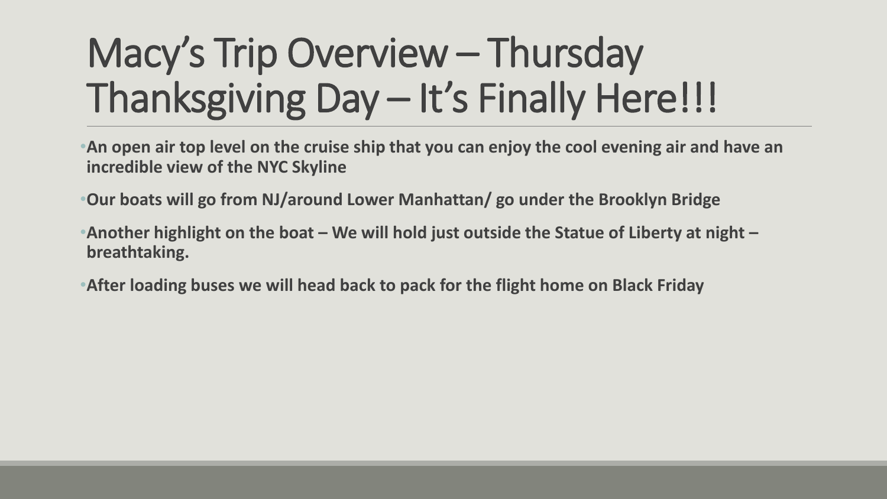# Macy's Trip Overview – Thursday Thanksgiving Day – It's Finally Here!!!

- **An open air top level on the cruise ship that you can enjoy the cool evening air and have an incredible view of the NYC Skyline**
- **Our boats will go from NJ/around Lower Manhattan/ go under the Brooklyn Bridge**
- **Another highlight on the boat – We will hold just outside the Statue of Liberty at night – breathtaking.**
- **After loading buses we will head back to pack for the flight home on Black Friday**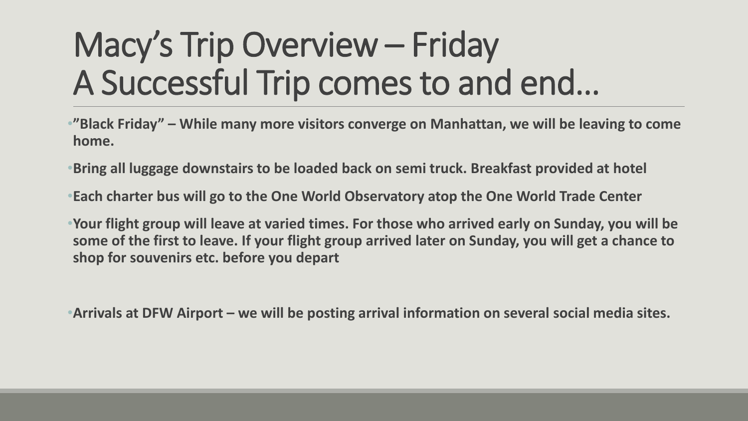# Macy's Trip Overview – Friday
# A Successful Trip comes to and end…

- **"Black Friday" – While many more visitors converge on Manhattan, we will be leaving to come home.**
- **Bring all luggage downstairs to be loaded back on semi truck. Breakfast provided at hotel**
- **Each charter bus will go to the One World Observatory atop the One World Trade Center**
- **Your flight group will leave at varied times. For those who arrived early on Sunday, you will be some of the first to leave. If your flight group arrived later on Sunday, you will get a chance to shop for souvenirs etc. before you depart**
- **Arrivals at DFW Airport – we will be posting arrival information on several social media sites.**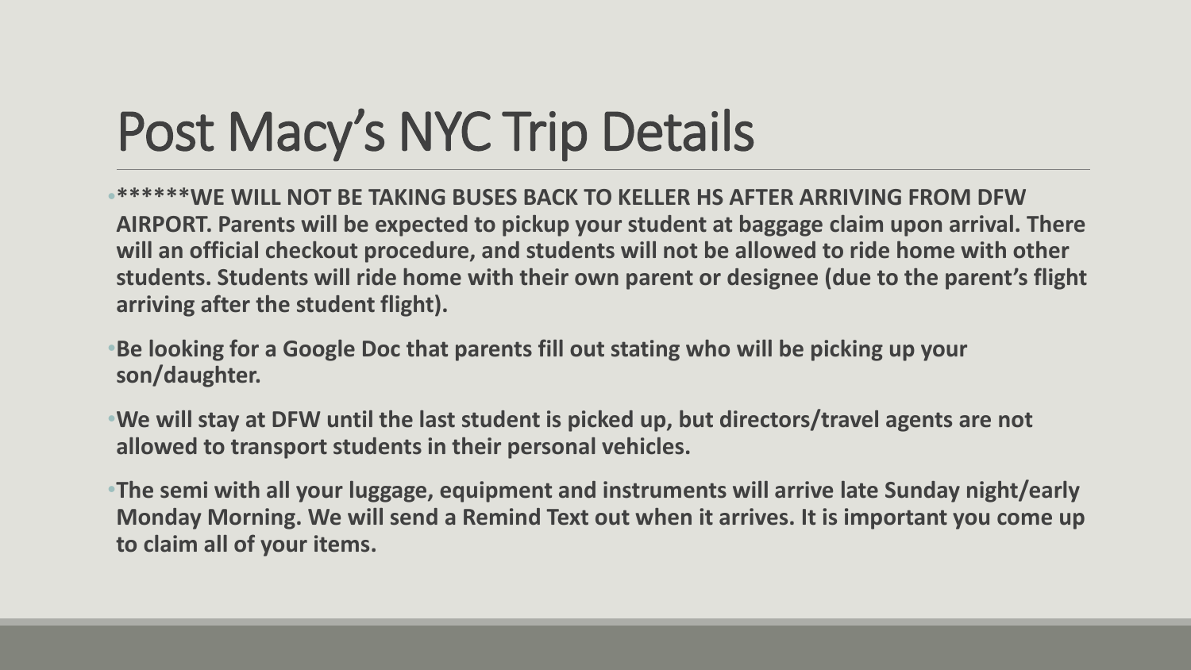# Post Macy's NYC Trip Details

- ******WE WILL NOT BE TAKING BUSES BACK TO KELLER HS AFTER ARRIVING FROM DFW AIRPORT. Parents will be expected to pickup your student at baggage claim upon arrival. There will an official checkout procedure, and students will not be allowed to ride home with other students. Students will ride home with their own parent or designee (due to the parent's flight arriving after the student flight).
- Be looking for a Google Doc that parents fill out stating who will be picking up your son/daughter.
- We will stay at DFW until the last student is picked up, but directors/travel agents are not allowed to transport students in their personal vehicles.
- The semi with all your luggage, equipment and instruments will arrive late Sunday night/early Monday Morning. We will send a Remind Text out when it arrives. It is important you come up to claim all of your items.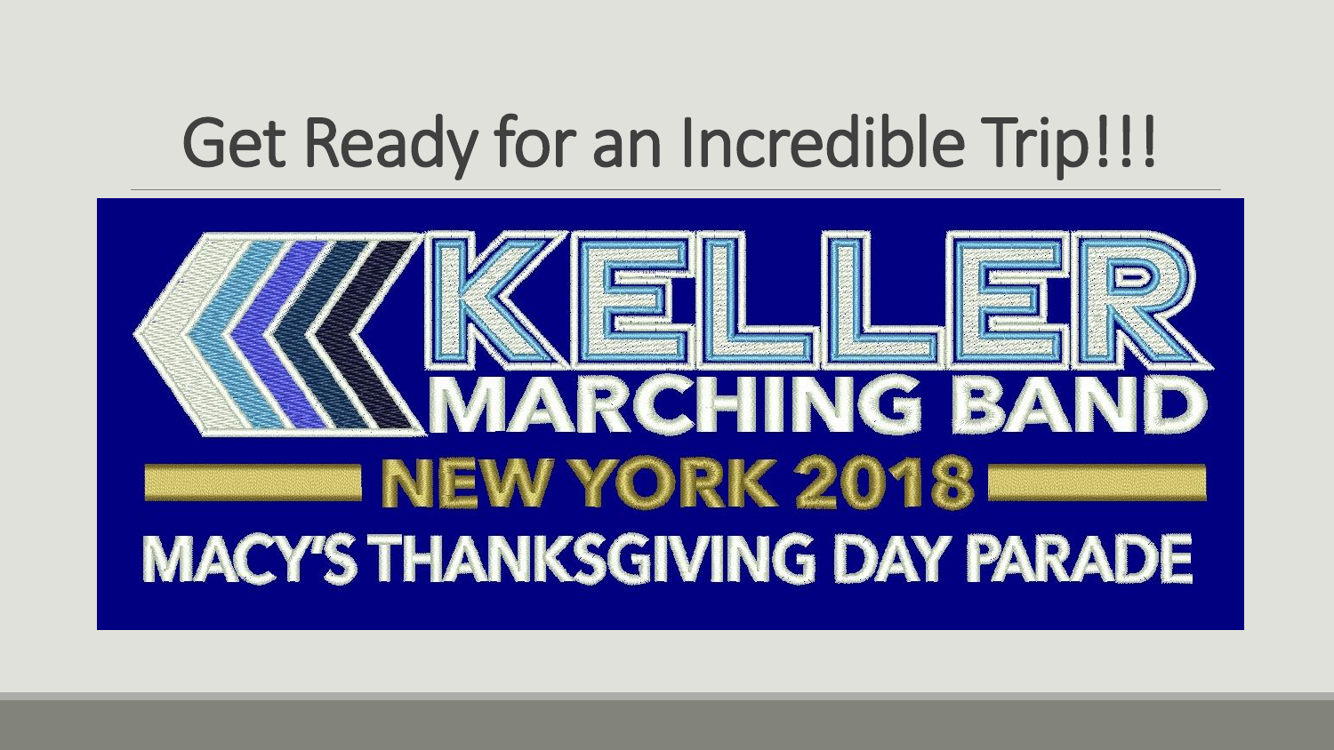# Get Ready for an Incredible Trip!!!

KELLER
MARCHING BAND
NEW YORK 2018
MACY'S THANKSGIVING DAY PARADE